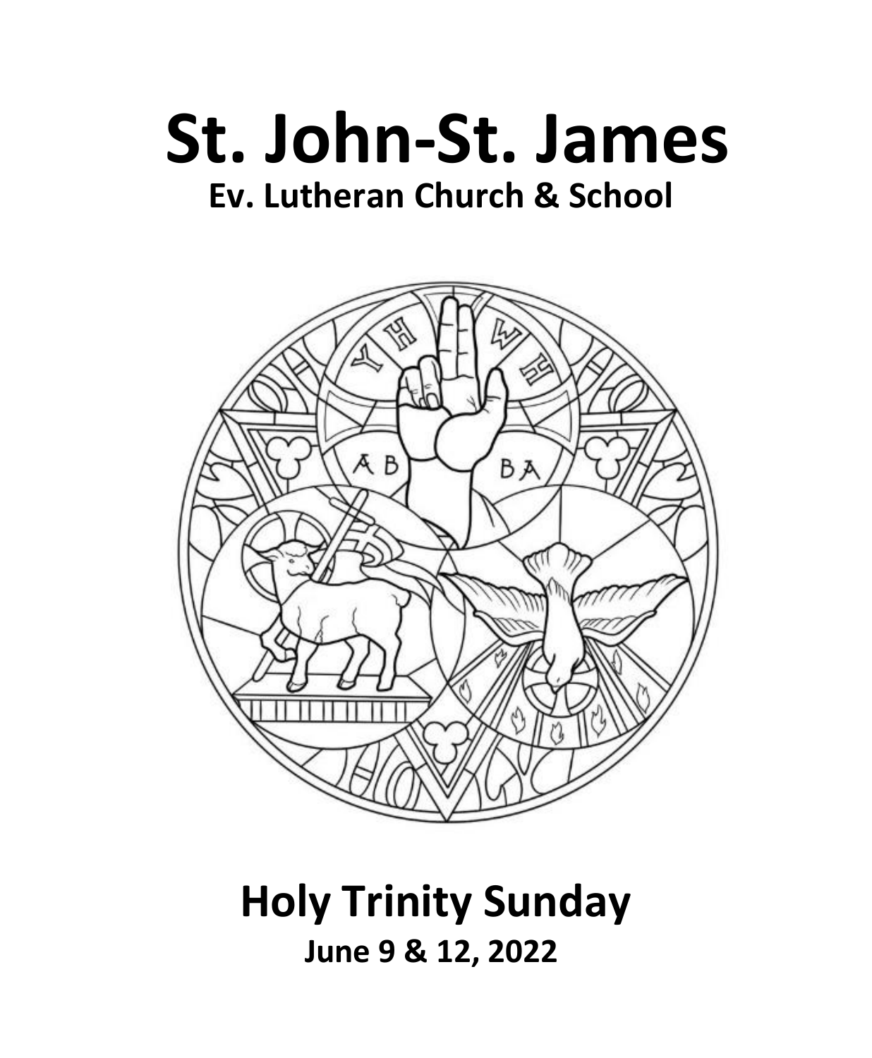# St. John-St. James

## Ev. Lutheran Church & School

# Holy Trinity Sunday

## June 9 & 12, 2022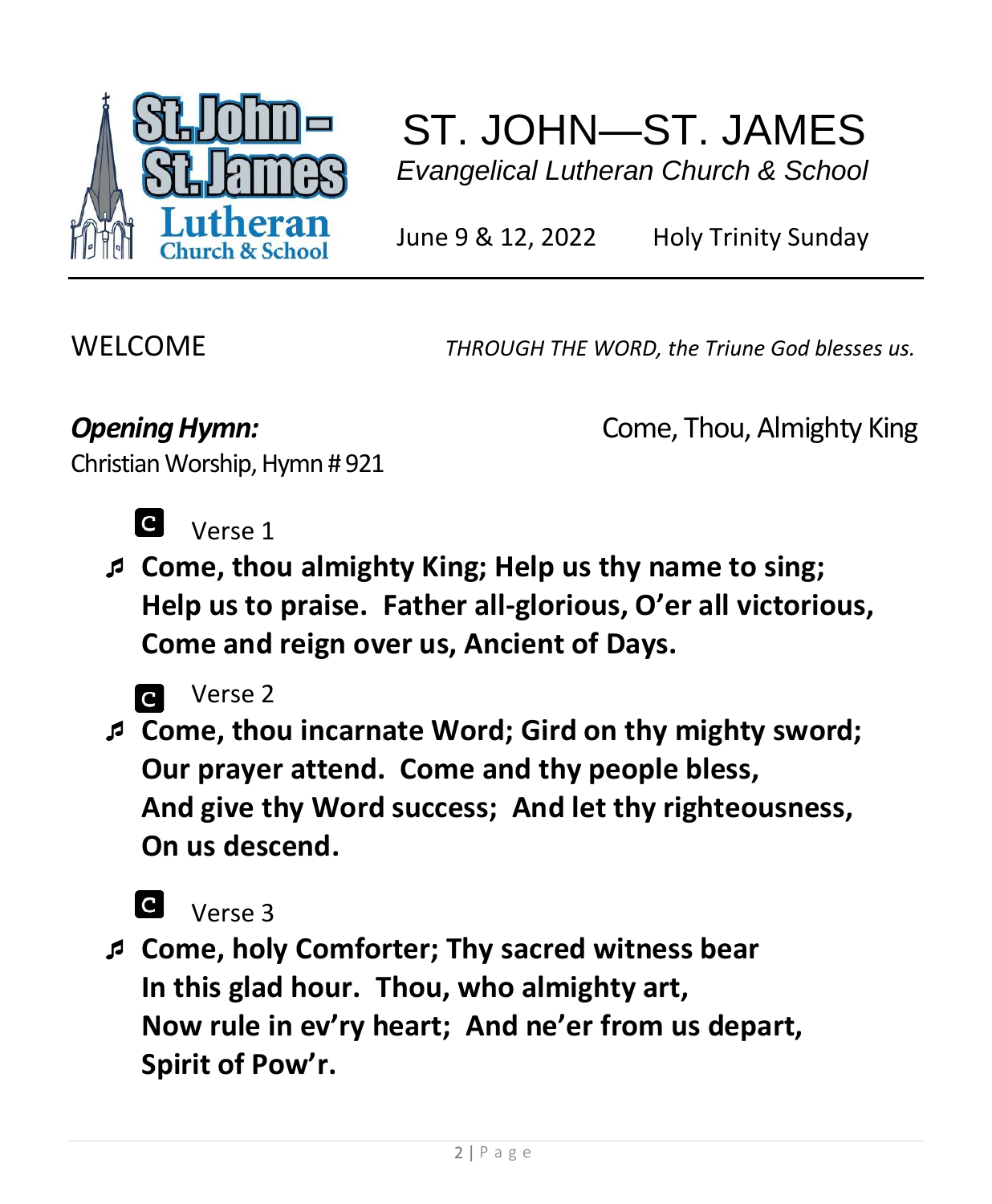# ST. JOHN—ST. JAMES

*Evangelical Lutheran Church & School*

June 9 & 12, 2022 Holy Trinity Sunday

---

WELCOME *THROUGH THE WORD, the Triune God blesses us.*

***Opening Hymn:*** Come, Thou, Almighty King

Christian Worship, Hymn # 921

**C** Verse 1

♬ **Come, thou almighty King; Help us thy name to sing;**
**Help us to praise. Father all-glorious, O'er all victorious,**
**Come and reign over us, Ancient of Days.**

**C** Verse 2

♬ **Come, thou incarnate Word; Gird on thy mighty sword;**
**Our prayer attend. Come and thy people bless,**
**And give thy Word success; And let thy righteousness,**
**On us descend.**

**C** Verse 3

♬ **Come, holy Comforter; Thy sacred witness bear**
**In this glad hour. Thou, who almighty art,**
**Now rule in ev'ry heart; And ne'er from us depart,**
**Spirit of Pow'r.**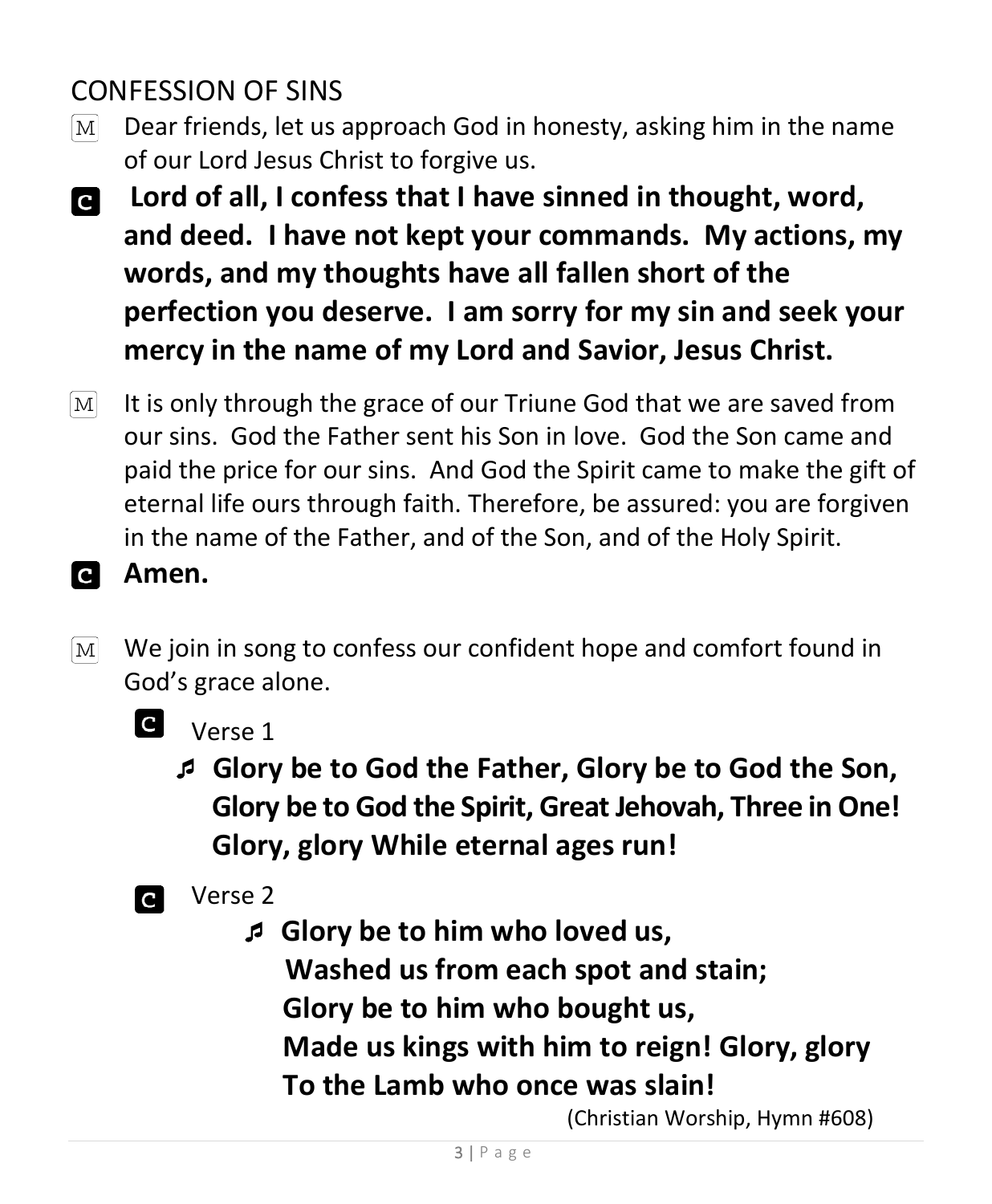## CONFESSION OF SINS

M Dear friends, let us approach God in honesty, asking him in the name of our Lord Jesus Christ to forgive us.

**C Lord of all, I confess that I have sinned in thought, word, and deed. I have not kept your commands. My actions, my words, and my thoughts have all fallen short of the perfection you deserve. I am sorry for my sin and seek your mercy in the name of my Lord and Savior, Jesus Christ.**

M It is only through the grace of our Triune God that we are saved from our sins. God the Father sent his Son in love. God the Son came and paid the price for our sins. And God the Spirit came to make the gift of eternal life ours through faith. Therefore, be assured: you are forgiven in the name of the Father, and of the Son, and of the Holy Spirit.

**C Amen.**

M We join in song to confess our confident hope and comfort found in God's grace alone.

C Verse 1

♬ **Glory be to God the Father, Glory be to God the Son,**
**Glory be to God the Spirit, Great Jehovah, Three in One!**
**Glory, glory While eternal ages run!**

C Verse 2

♬ **Glory be to him who loved us,**
**Washed us from each spot and stain;**
**Glory be to him who bought us,**
**Made us kings with him to reign! Glory, glory**
**To the Lamb who once was slain!**

(Christian Worship, Hymn #608)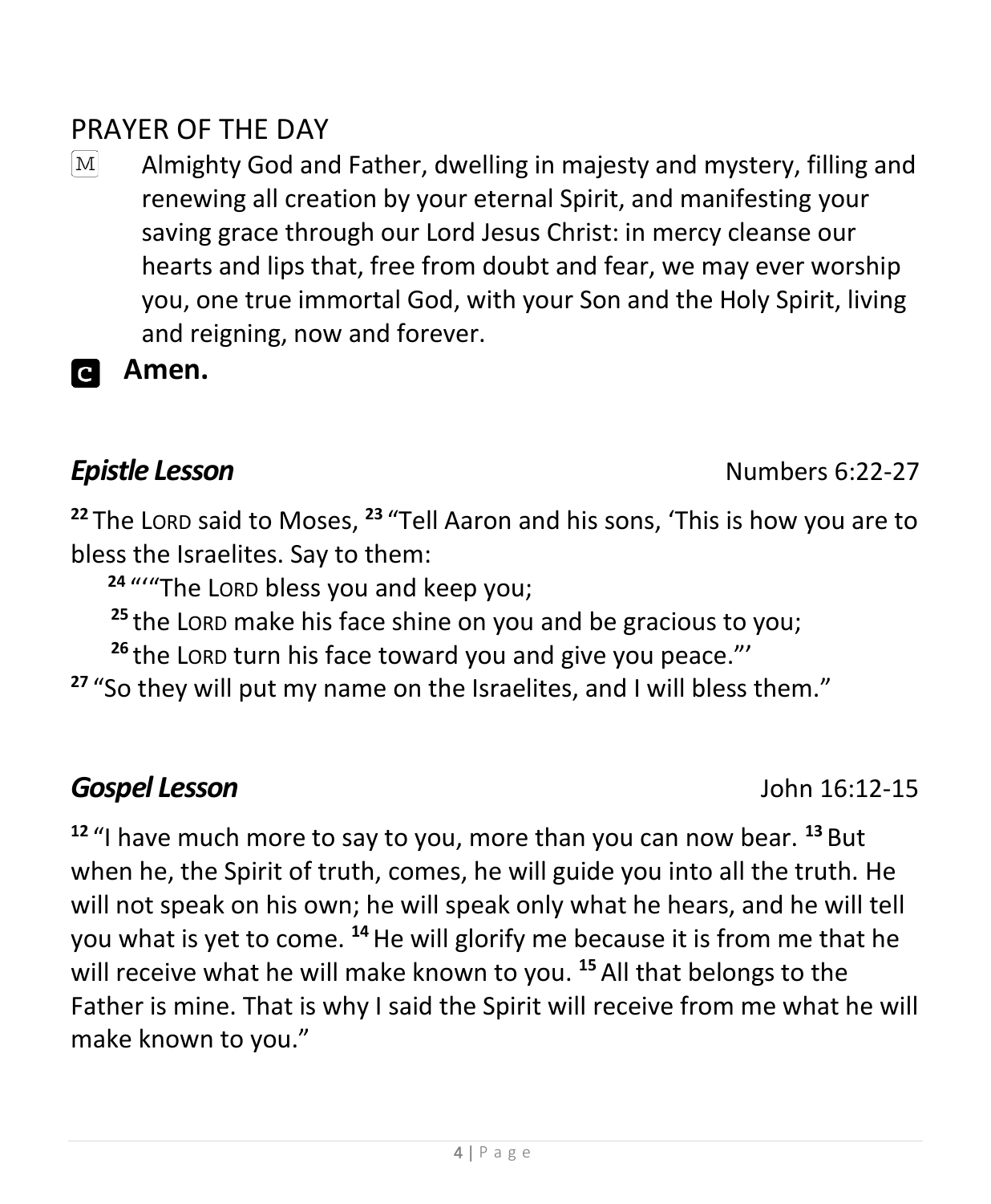## PRAYER OF THE DAY

M Almighty God and Father, dwelling in majesty and mystery, filling and renewing all creation by your eternal Spirit, and manifesting your saving grace through our Lord Jesus Christ: in mercy cleanse our hearts and lips that, free from doubt and fear, we may ever worship you, one true immortal God, with your Son and the Holy Spirit, living and reigning, now and forever.

C **Amen.**

## ***Epistle Lesson*** Numbers 6:22-27

**22** The LORD said to Moses, **23** "Tell Aaron and his sons, 'This is how you are to bless the Israelites. Say to them:

**24** "'"The LORD bless you and keep you;
**25** the LORD make his face shine on you and be gracious to you;
**26** the LORD turn his face toward you and give you peace."'

**27** "So they will put my name on the Israelites, and I will bless them."

## ***Gospel Lesson*** John 16:12-15

**12** "I have much more to say to you, more than you can now bear. **13** But when he, the Spirit of truth, comes, he will guide you into all the truth. He will not speak on his own; he will speak only what he hears, and he will tell you what is yet to come. **14** He will glorify me because it is from me that he will receive what he will make known to you. **15** All that belongs to the Father is mine. That is why I said the Spirit will receive from me what he will make known to you."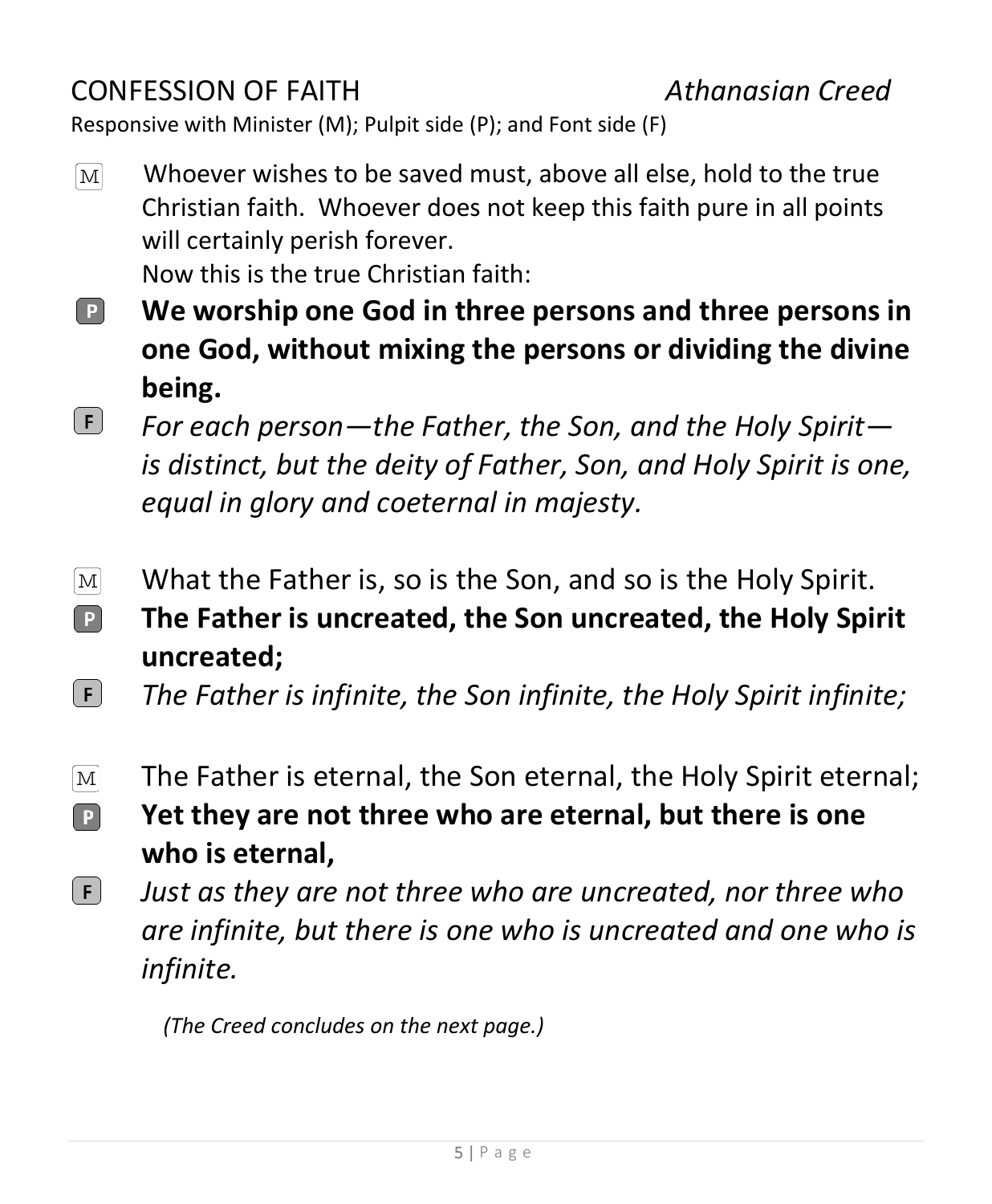## CONFESSION OF FAITH *Athanasian Creed*

Responsive with Minister (M); Pulpit side (P); and Font side (F)

M Whoever wishes to be saved must, above all else, hold to the true Christian faith. Whoever does not keep this faith pure in all points will certainly perish forever.
Now this is the true Christian faith:

P **We worship one God in three persons and three persons in one God, without mixing the persons or dividing the divine being.**

F *For each person—the Father, the Son, and the Holy Spirit—is distinct, but the deity of Father, Son, and Holy Spirit is one, equal in glory and coeternal in majesty.*

M What the Father is, so is the Son, and so is the Holy Spirit.

P **The Father is uncreated, the Son uncreated, the Holy Spirit uncreated;**

F *The Father is infinite, the Son infinite, the Holy Spirit infinite;*

M The Father is eternal, the Son eternal, the Holy Spirit eternal;

P **Yet they are not three who are eternal, but there is one who is eternal,**

F *Just as they are not three who are uncreated, nor three who are infinite, but there is one who is uncreated and one who is infinite.*

*(The Creed concludes on the next page.)*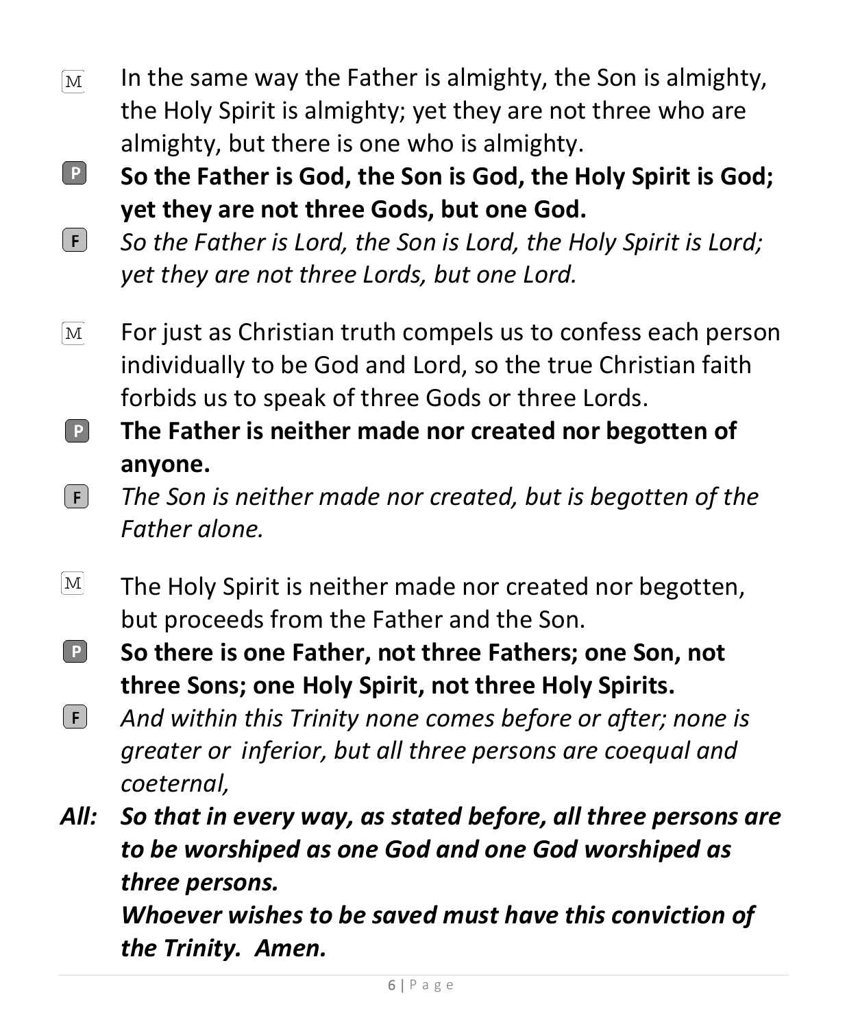M In the same way the Father is almighty, the Son is almighty, the Holy Spirit is almighty; yet they are not three who are almighty, but there is one who is almighty.

P **So the Father is God, the Son is God, the Holy Spirit is God; yet they are not three Gods, but one God.**

F *So the Father is Lord, the Son is Lord, the Holy Spirit is Lord; yet they are not three Lords, but one Lord.*

M For just as Christian truth compels us to confess each person individually to be God and Lord, so the true Christian faith forbids us to speak of three Gods or three Lords.

P **The Father is neither made nor created nor begotten of anyone.**

F *The Son is neither made nor created, but is begotten of the Father alone.*

M The Holy Spirit is neither made nor created nor begotten, but proceeds from the Father and the Son.

P **So there is one Father, not three Fathers; one Son, not three Sons; one Holy Spirit, not three Holy Spirits.**

F *And within this Trinity none comes before or after; none is greater or inferior, but all three persons are coequal and coeternal,*

***All: So that in every way, as stated before, all three persons are to be worshiped as one God and one God worshiped as three persons.***

***Whoever wishes to be saved must have this conviction of the Trinity. Amen.***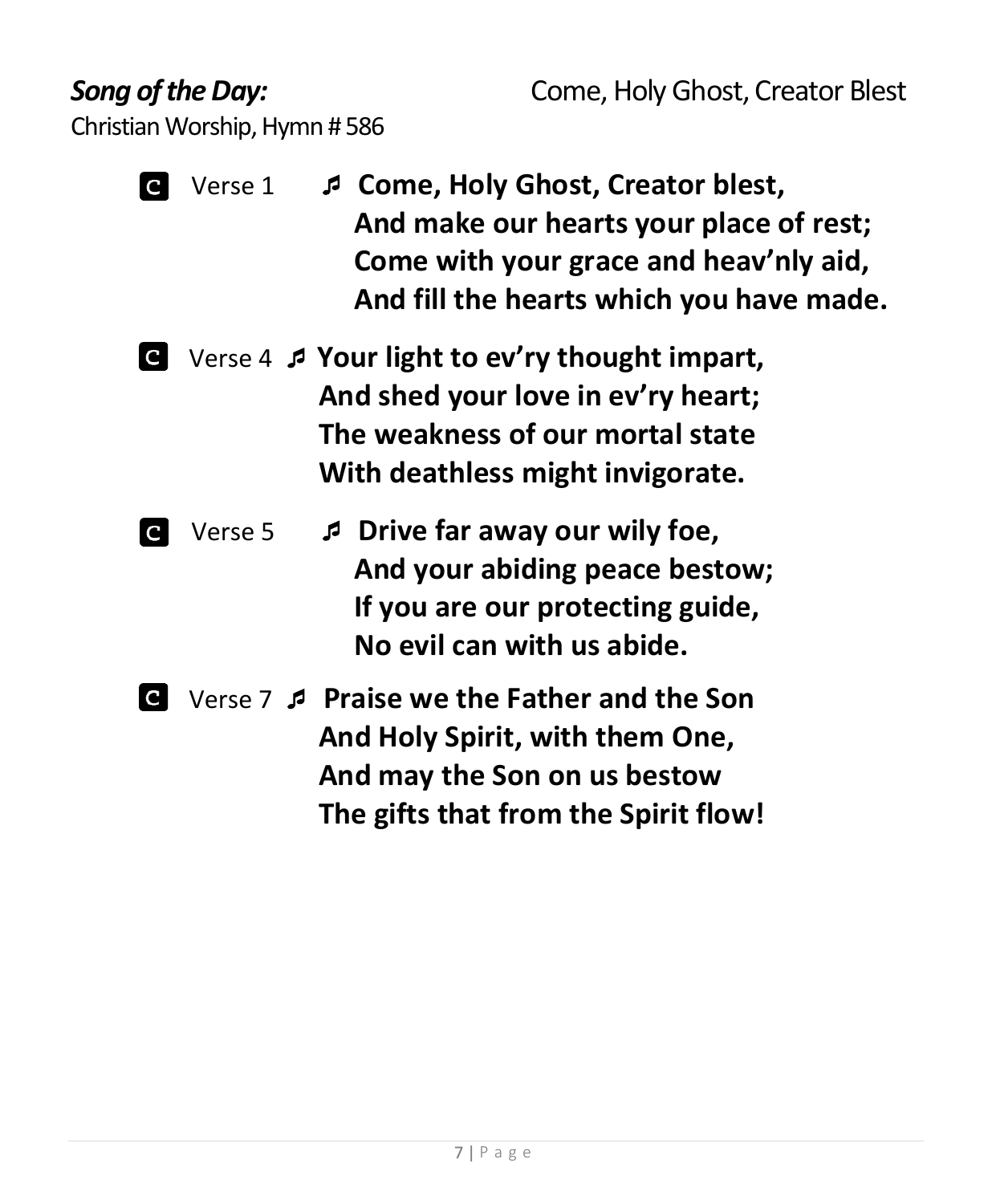***Song of the Day:*** Come, Holy Ghost, Creator Blest

Christian Worship, Hymn # 586

**C** Verse 1 ♫ **Come, Holy Ghost, Creator blest,**
**And make our hearts your place of rest;**
**Come with your grace and heav'nly aid,**
**And fill the hearts which you have made.**

**C** Verse 4 ♫ **Your light to ev'ry thought impart,**
**And shed your love in ev'ry heart;**
**The weakness of our mortal state**
**With deathless might invigorate.**

**C** Verse 5 ♫ **Drive far away our wily foe,**
**And your abiding peace bestow;**
**If you are our protecting guide,**
**No evil can with us abide.**

**C** Verse 7 ♫ **Praise we the Father and the Son**
**And Holy Spirit, with them One,**
**And may the Son on us bestow**
**The gifts that from the Spirit flow!**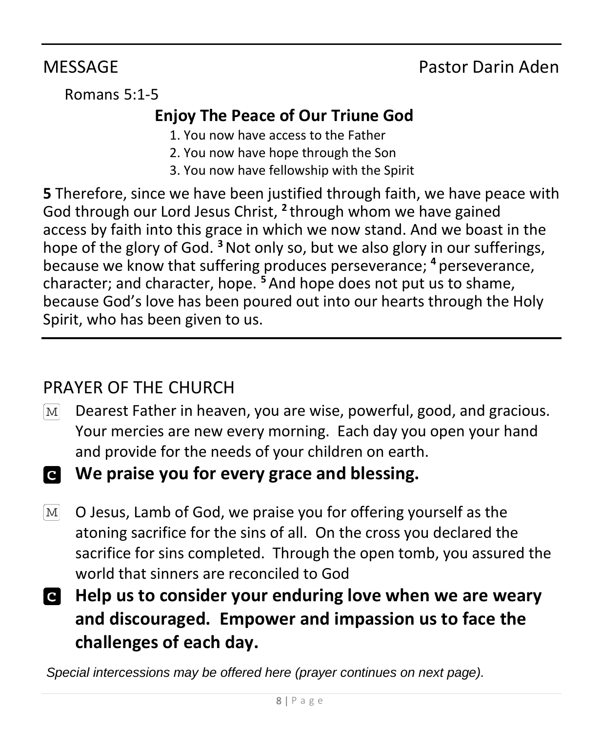## MESSAGE Pastor Darin Aden

Romans 5:1-5

### Enjoy The Peace of Our Triune God

1. You now have access to the Father
2. You now have hope through the Son
3. You now have fellowship with the Spirit

**5** Therefore, since we have been justified through faith, we have peace with God through our Lord Jesus Christ, [2] through whom we have gained access by faith into this grace in which we now stand. And we boast in the hope of the glory of God. [3] Not only so, but we also glory in our sufferings, because we know that suffering produces perseverance; [4] perseverance, character; and character, hope. [5] And hope does not put us to shame, because God's love has been poured out into our hearts through the Holy Spirit, who has been given to us.

---

## PRAYER OF THE CHURCH

M Dearest Father in heaven, you are wise, powerful, good, and gracious. Your mercies are new every morning. Each day you open your hand and provide for the needs of your children on earth.

**C We praise you for every grace and blessing.**

M O Jesus, Lamb of God, we praise you for offering yourself as the atoning sacrifice for the sins of all. On the cross you declared the sacrifice for sins completed. Through the open tomb, you assured the world that sinners are reconciled to God

**C Help us to consider your enduring love when we are weary and discouraged. Empower and impassion us to face the challenges of each day.**

*Special intercessions may be offered here (prayer continues on next page).*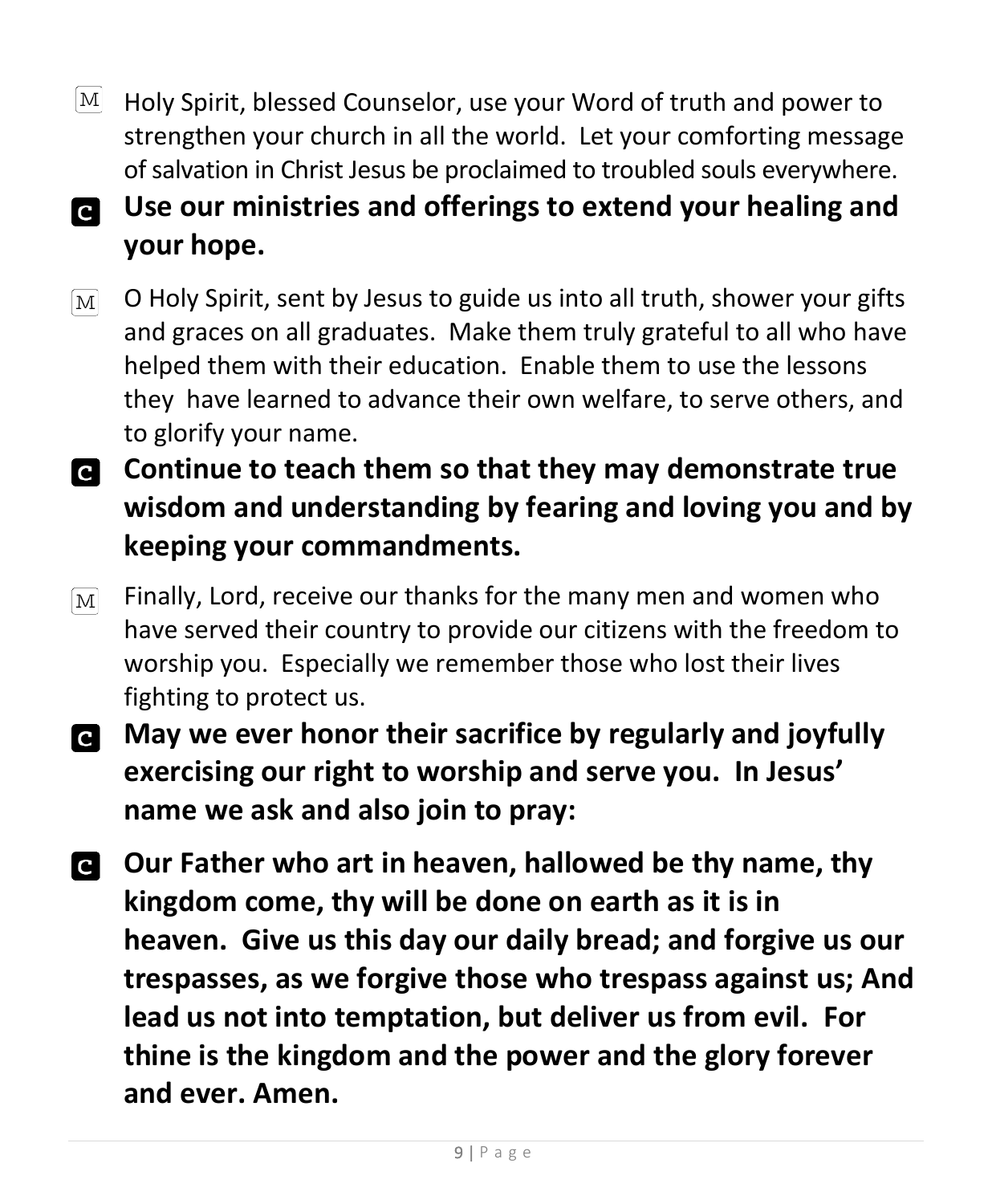M Holy Spirit, blessed Counselor, use your Word of truth and power to strengthen your church in all the world. Let your comforting message of salvation in Christ Jesus be proclaimed to troubled souls everywhere.

**C Use our ministries and offerings to extend your healing and your hope.**

M O Holy Spirit, sent by Jesus to guide us into all truth, shower your gifts and graces on all graduates. Make them truly grateful to all who have helped them with their education. Enable them to use the lessons they have learned to advance their own welfare, to serve others, and to glorify your name.

**C Continue to teach them so that they may demonstrate true wisdom and understanding by fearing and loving you and by keeping your commandments.**

M Finally, Lord, receive our thanks for the many men and women who have served their country to provide our citizens with the freedom to worship you. Especially we remember those who lost their lives fighting to protect us.

**C May we ever honor their sacrifice by regularly and joyfully exercising our right to worship and serve you. In Jesus' name we ask and also join to pray:**

**C Our Father who art in heaven, hallowed be thy name, thy kingdom come, thy will be done on earth as it is in heaven. Give us this day our daily bread; and forgive us our trespasses, as we forgive those who trespass against us; And lead us not into temptation, but deliver us from evil. For thine is the kingdom and the power and the glory forever and ever. Amen.**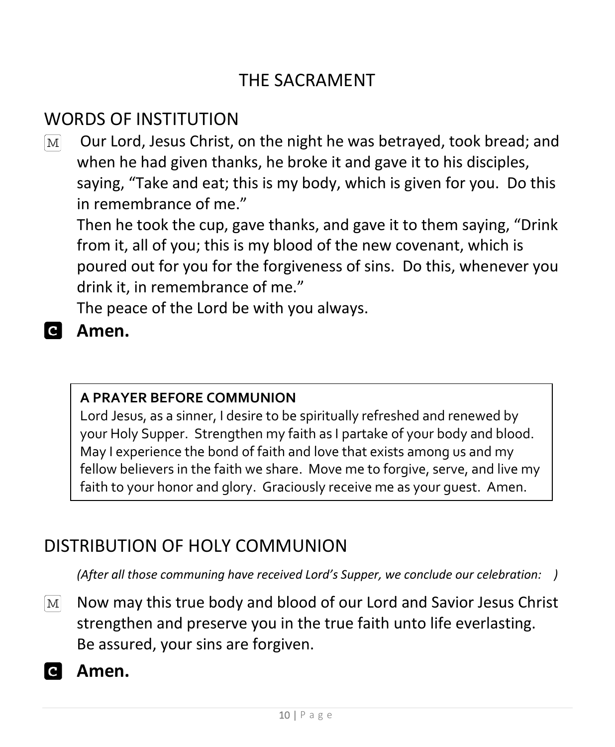# THE SACRAMENT

## WORDS OF INSTITUTION

M Our Lord, Jesus Christ, on the night he was betrayed, took bread; and when he had given thanks, he broke it and gave it to his disciples, saying, "Take and eat; this is my body, which is given for you. Do this in remembrance of me."
Then he took the cup, gave thanks, and gave it to them saying, "Drink from it, all of you; this is my blood of the new covenant, which is poured out for you for the forgiveness of sins. Do this, whenever you drink it, in remembrance of me."
The peace of the Lord be with you always.

C **Amen.**

> **A PRAYER BEFORE COMMUNION**
> Lord Jesus, as a sinner, I desire to be spiritually refreshed and renewed by your Holy Supper. Strengthen my faith as I partake of your body and blood. May I experience the bond of faith and love that exists among us and my fellow believers in the faith we share. Move me to forgive, serve, and live my faith to your honor and glory. Graciously receive me as your guest. Amen.

## DISTRIBUTION OF HOLY COMMUNION

*(After all those communing have received Lord's Supper, we conclude our celebration: )*

M Now may this true body and blood of our Lord and Savior Jesus Christ strengthen and preserve you in the true faith unto life everlasting. Be assured, your sins are forgiven.

C **Amen.**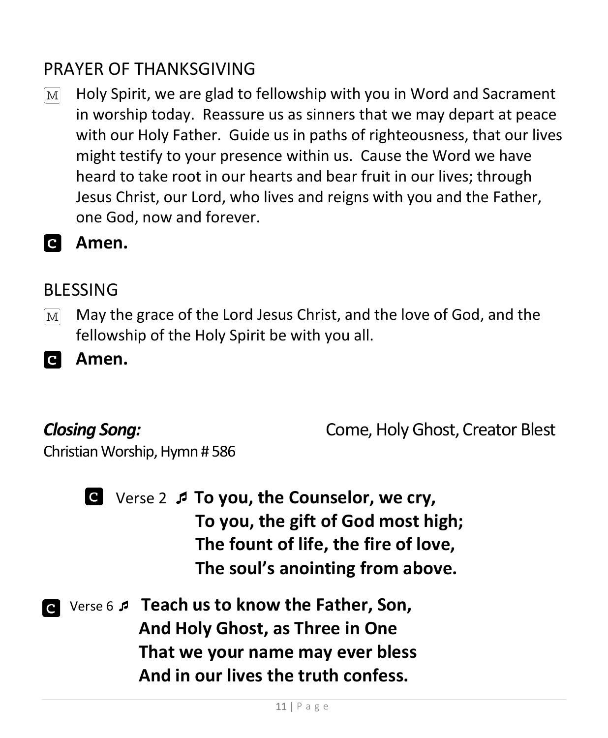## PRAYER OF THANKSGIVING

M Holy Spirit, we are glad to fellowship with you in Word and Sacrament in worship today. Reassure us as sinners that we may depart at peace with our Holy Father. Guide us in paths of righteousness, that our lives might testify to your presence within us. Cause the Word we have heard to take root in our hearts and bear fruit in our lives; through Jesus Christ, our Lord, who lives and reigns with you and the Father, one God, now and forever.

C **Amen.**

## BLESSING

M May the grace of the Lord Jesus Christ, and the love of God, and the fellowship of the Holy Spirit be with you all.

C **Amen.**

***Closing Song:*** Come, Holy Ghost, Creator Blest

Christian Worship, Hymn # 586

C Verse 2 ♬ **To you, the Counselor, we cry,**
**To you, the gift of God most high;**
**The fount of life, the fire of love,**
**The soul's anointing from above.**

C Verse 6 ♬ **Teach us to know the Father, Son,**
**And Holy Ghost, as Three in One**
**That we your name may ever bless**
**And in our lives the truth confess.**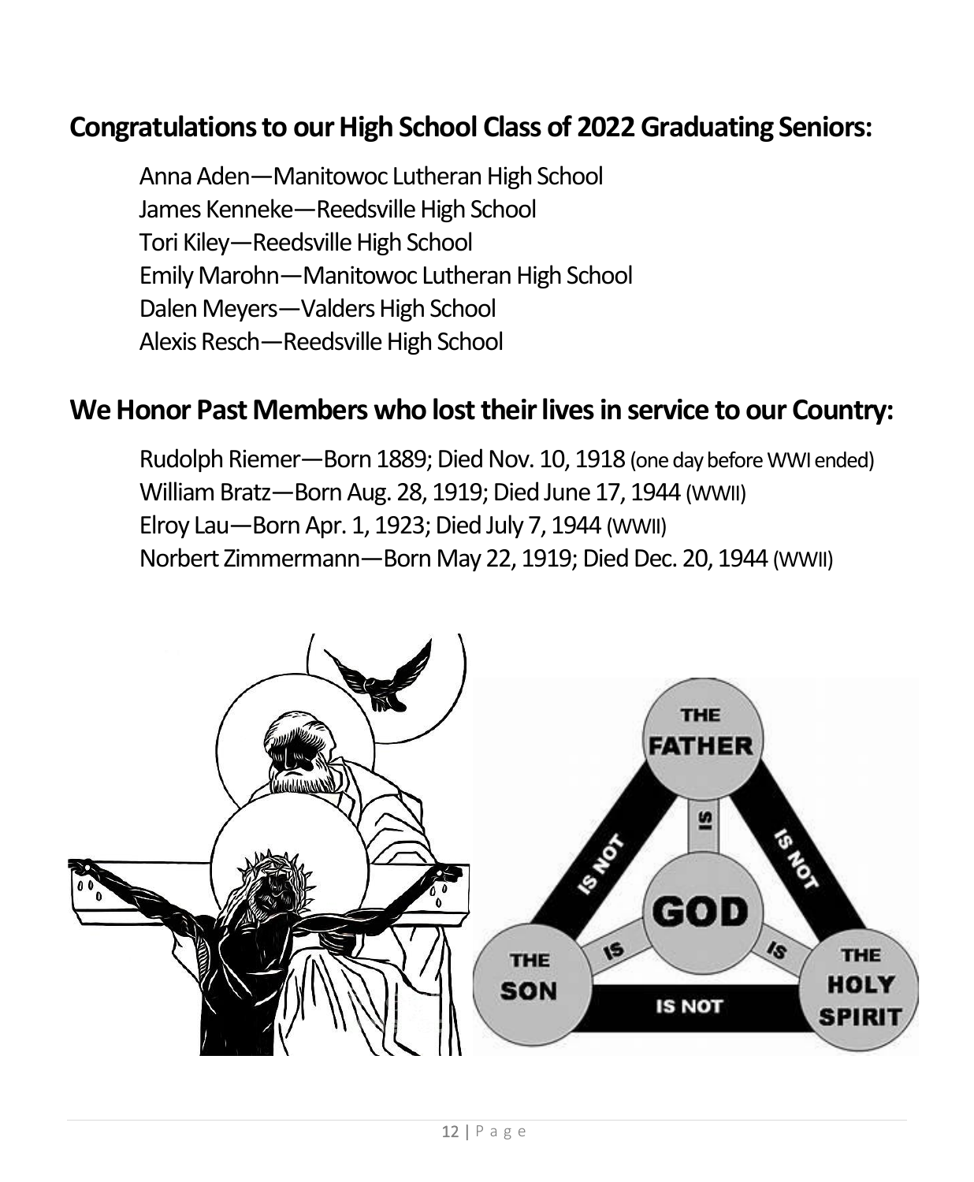## Congratulations to our High School Class of 2022 Graduating Seniors:

Anna Aden—Manitowoc Lutheran High School
James Kenneke—Reedsville High School
Tori Kiley—Reedsville High School
Emily Marohn—Manitowoc Lutheran High School
Dalen Meyers—Valders High School
Alexis Resch—Reedsville High School

## We Honor Past Members who lost their lives in service to our Country:

Rudolph Riemer—Born 1889; Died Nov. 10, 1918 (one day before WWI ended)
William Bratz—Born Aug. 28, 1919; Died June 17, 1944 (WWII)
Elroy Lau—Born Apr. 1, 1923; Died July 7, 1944 (WWII)
Norbert Zimmermann—Born May 22, 1919; Died Dec. 20, 1944 (WWII)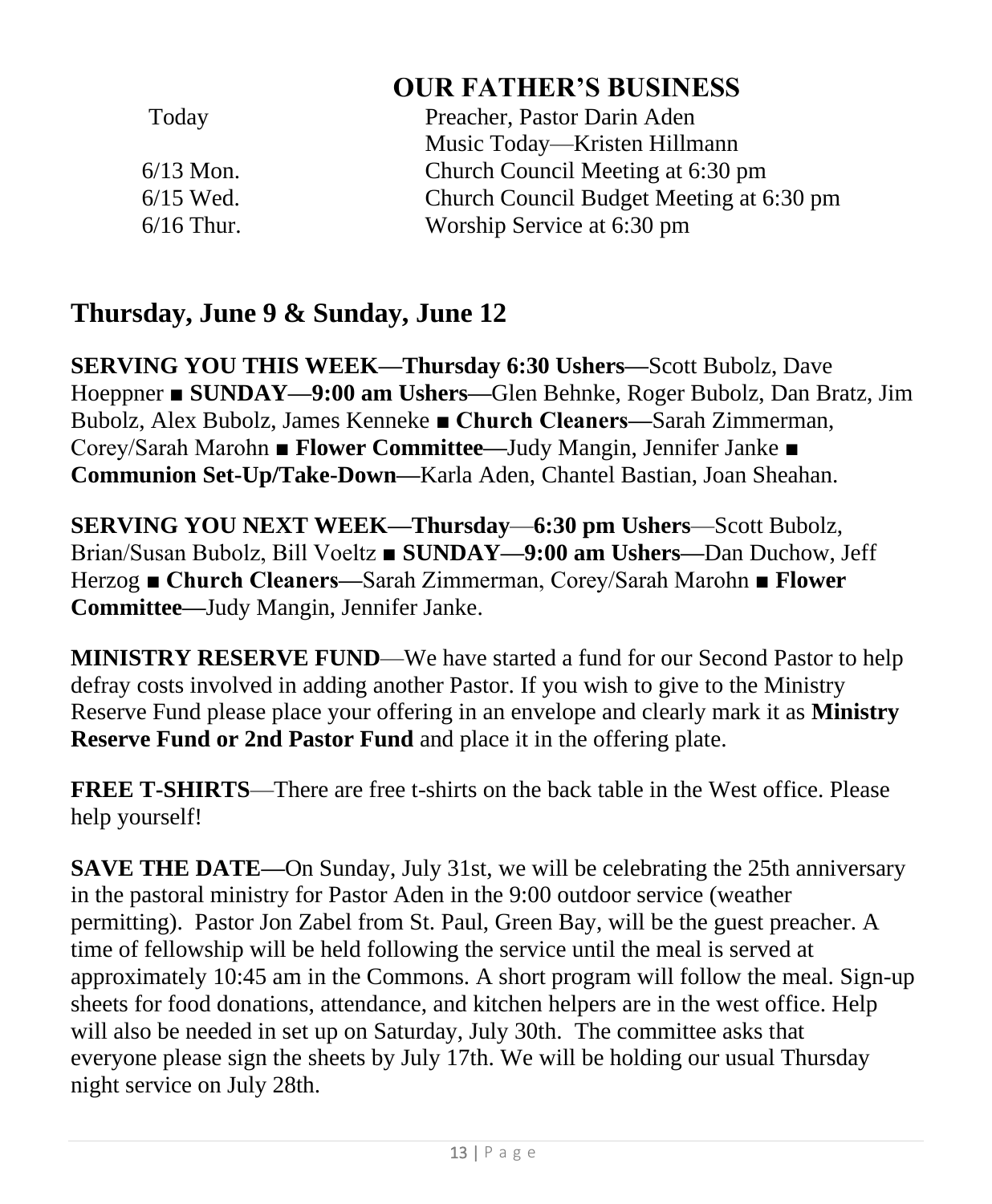## OUR FATHER'S BUSINESS

| | |
|---|---|
| Today | Preacher, Pastor Darin Aden |
| | Music Today—Kristen Hillmann |
| 6/13 Mon. | Church Council Meeting at 6:30 pm |
| 6/15 Wed. | Church Council Budget Meeting at 6:30 pm |
| 6/16 Thur. | Worship Service at 6:30 pm |

## Thursday, June 9 & Sunday, June 12

**SERVING YOU THIS WEEK—Thursday 6:30 Ushers—**Scott Bubolz, Dave Hoeppner ■ **SUNDAY—9:00 am Ushers—**Glen Behnke, Roger Bubolz, Dan Bratz, Jim Bubolz, Alex Bubolz, James Kenneke ■ **Church Cleaners—**Sarah Zimmerman, Corey/Sarah Marohn ■ **Flower Committee—**Judy Mangin, Jennifer Janke ■ **Communion Set-Up/Take-Down—**Karla Aden, Chantel Bastian, Joan Sheahan.

**SERVING YOU NEXT WEEK—Thursday**—**6:30 pm Ushers**—Scott Bubolz, Brian/Susan Bubolz, Bill Voeltz ■ **SUNDAY—9:00 am Ushers—**Dan Duchow, Jeff Herzog ■ **Church Cleaners—**Sarah Zimmerman, Corey/Sarah Marohn ■ **Flower Committee—**Judy Mangin, Jennifer Janke.

**MINISTRY RESERVE FUND**—We have started a fund for our Second Pastor to help defray costs involved in adding another Pastor. If you wish to give to the Ministry Reserve Fund please place your offering in an envelope and clearly mark it as **Ministry Reserve Fund or 2nd Pastor Fund** and place it in the offering plate.

**FREE T-SHIRTS**—There are free t-shirts on the back table in the West office. Please help yourself!

**SAVE THE DATE—**On Sunday, July 31st, we will be celebrating the 25th anniversary in the pastoral ministry for Pastor Aden in the 9:00 outdoor service (weather permitting). Pastor Jon Zabel from St. Paul, Green Bay, will be the guest preacher. A time of fellowship will be held following the service until the meal is served at approximately 10:45 am in the Commons. A short program will follow the meal. Sign-up sheets for food donations, attendance, and kitchen helpers are in the west office. Help will also be needed in set up on Saturday, July 30th. The committee asks that everyone please sign the sheets by July 17th. We will be holding our usual Thursday night service on July 28th.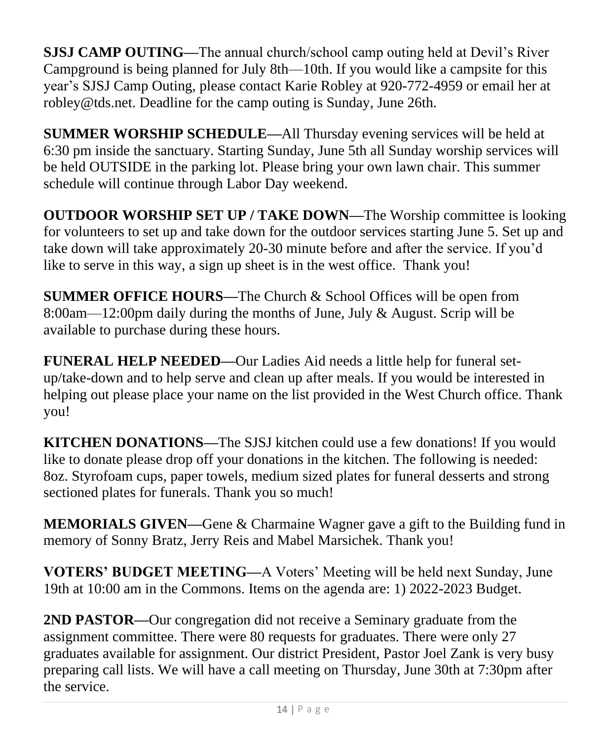**SJSJ CAMP OUTING—**The annual church/school camp outing held at Devil's River Campground is being planned for July 8th—10th. If you would like a campsite for this year's SJSJ Camp Outing, please contact Karie Robley at 920-772-4959 or email her at robley@tds.net. Deadline for the camp outing is Sunday, June 26th.

**SUMMER WORSHIP SCHEDULE—**All Thursday evening services will be held at 6:30 pm inside the sanctuary. Starting Sunday, June 5th all Sunday worship services will be held OUTSIDE in the parking lot. Please bring your own lawn chair. This summer schedule will continue through Labor Day weekend.

**OUTDOOR WORSHIP SET UP / TAKE DOWN—**The Worship committee is looking for volunteers to set up and take down for the outdoor services starting June 5. Set up and take down will take approximately 20-30 minute before and after the service. If you'd like to serve in this way, a sign up sheet is in the west office. Thank you!

**SUMMER OFFICE HOURS—**The Church & School Offices will be open from 8:00am—12:00pm daily during the months of June, July & August. Scrip will be available to purchase during these hours.

**FUNERAL HELP NEEDED—**Our Ladies Aid needs a little help for funeral set-up/take-down and to help serve and clean up after meals. If you would be interested in helping out please place your name on the list provided in the West Church office. Thank you!

**KITCHEN DONATIONS—**The SJSJ kitchen could use a few donations! If you would like to donate please drop off your donations in the kitchen. The following is needed: 8oz. Styrofoam cups, paper towels, medium sized plates for funeral desserts and strong sectioned plates for funerals. Thank you so much!

**MEMORIALS GIVEN—**Gene & Charmaine Wagner gave a gift to the Building fund in memory of Sonny Bratz, Jerry Reis and Mabel Marsichek. Thank you!

**VOTERS' BUDGET MEETING—**A Voters' Meeting will be held next Sunday, June 19th at 10:00 am in the Commons. Items on the agenda are: 1) 2022-2023 Budget.

**2ND PASTOR—**Our congregation did not receive a Seminary graduate from the assignment committee. There were 80 requests for graduates. There were only 27 graduates available for assignment. Our district President, Pastor Joel Zank is very busy preparing call lists. We will have a call meeting on Thursday, June 30th at 7:30pm after the service.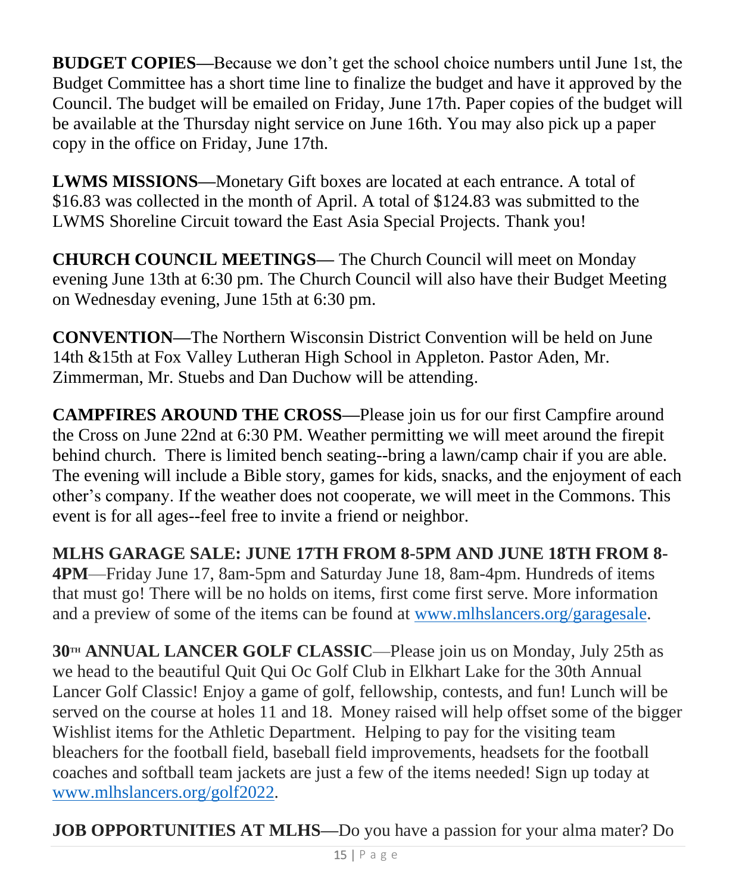**BUDGET COPIES—**Because we don't get the school choice numbers until June 1st, the Budget Committee has a short time line to finalize the budget and have it approved by the Council. The budget will be emailed on Friday, June 17th. Paper copies of the budget will be available at the Thursday night service on June 16th. You may also pick up a paper copy in the office on Friday, June 17th.

**LWMS MISSIONS—**Monetary Gift boxes are located at each entrance. A total of $16.83 was collected in the month of April. A total of $124.83 was submitted to the LWMS Shoreline Circuit toward the East Asia Special Projects. Thank you!

**CHURCH COUNCIL MEETINGS—** The Church Council will meet on Monday evening June 13th at 6:30 pm. The Church Council will also have their Budget Meeting on Wednesday evening, June 15th at 6:30 pm.

**CONVENTION—**The Northern Wisconsin District Convention will be held on June 14th &15th at Fox Valley Lutheran High School in Appleton. Pastor Aden, Mr. Zimmerman, Mr. Stuebs and Dan Duchow will be attending.

**CAMPFIRES AROUND THE CROSS—**Please join us for our first Campfire around the Cross on June 22nd at 6:30 PM. Weather permitting we will meet around the firepit behind church. There is limited bench seating--bring a lawn/camp chair if you are able. The evening will include a Bible story, games for kids, snacks, and the enjoyment of each other's company. If the weather does not cooperate, we will meet in the Commons. This event is for all ages--feel free to invite a friend or neighbor.

**MLHS GARAGE SALE: JUNE 17TH FROM 8-5PM AND JUNE 18TH FROM 8-4PM**—Friday June 17, 8am-5pm and Saturday June 18, 8am-4pm. Hundreds of items that must go! There will be no holds on items, first come first serve. More information and a preview of some of the items can be found at www.mlhslancers.org/garagesale.

**30TH ANNUAL LANCER GOLF CLASSIC**—Please join us on Monday, July 25th as we head to the beautiful Quit Qui Oc Golf Club in Elkhart Lake for the 30th Annual Lancer Golf Classic! Enjoy a game of golf, fellowship, contests, and fun! Lunch will be served on the course at holes 11 and 18. Money raised will help offset some of the bigger Wishlist items for the Athletic Department. Helping to pay for the visiting team bleachers for the football field, baseball field improvements, headsets for the football coaches and softball team jackets are just a few of the items needed! Sign up today at www.mlhslancers.org/golf2022.

**JOB OPPORTUNITIES AT MLHS—**Do you have a passion for your alma mater? Do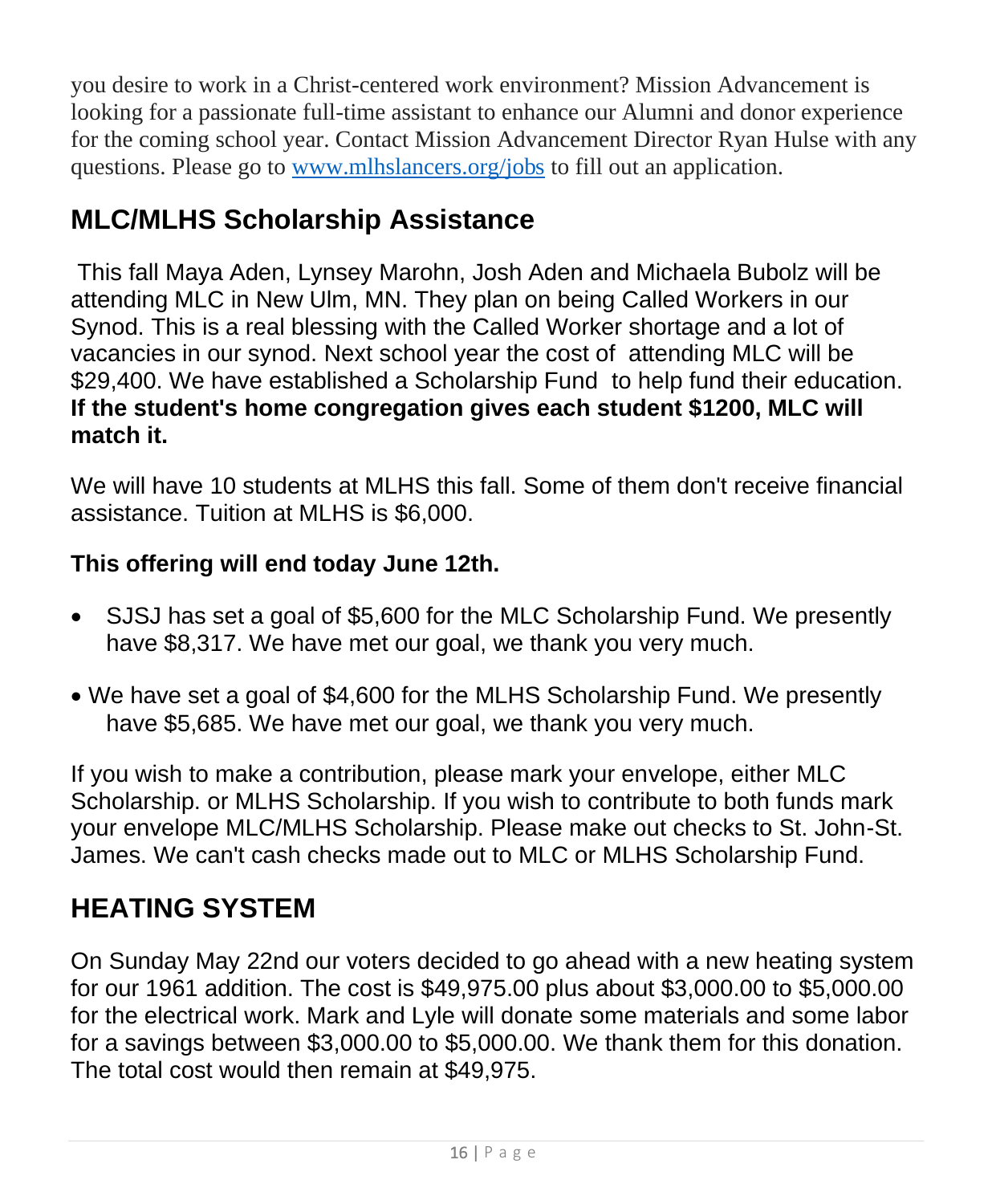you desire to work in a Christ-centered work environment? Mission Advancement is looking for a passionate full-time assistant to enhance our Alumni and donor experience for the coming school year. Contact Mission Advancement Director Ryan Hulse with any questions. Please go to [www.mlhslancers.org/jobs](www.mlhslancers.org/jobs) to fill out an application.

## MLC/MLHS Scholarship Assistance

This fall Maya Aden, Lynsey Marohn, Josh Aden and Michaela Bubolz will be attending MLC in New Ulm, MN. They plan on being Called Workers in our Synod. This is a real blessing with the Called Worker shortage and a lot of vacancies in our synod. Next school year the cost of attending MLC will be $29,400. We have established a Scholarship Fund to help fund their education. **If the student's home congregation gives each student $1200, MLC will match it.**

We will have 10 students at MLHS this fall. Some of them don't receive financial assistance. Tuition at MLHS is $6,000.

**This offering will end today June 12th.**

- SJSJ has set a goal of $5,600 for the MLC Scholarship Fund. We presently have $8,317. We have met our goal, we thank you very much.
- We have set a goal of $4,600 for the MLHS Scholarship Fund. We presently have $5,685. We have met our goal, we thank you very much.

If you wish to make a contribution, please mark your envelope, either MLC Scholarship. or MLHS Scholarship. If you wish to contribute to both funds mark your envelope MLC/MLHS Scholarship. Please make out checks to St. John-St. James. We can't cash checks made out to MLC or MLHS Scholarship Fund.

## HEATING SYSTEM

On Sunday May 22nd our voters decided to go ahead with a new heating system for our 1961 addition. The cost is $49,975.00 plus about $3,000.00 to $5,000.00 for the electrical work. Mark and Lyle will donate some materials and some labor for a savings between $3,000.00 to $5,000.00. We thank them for this donation. The total cost would then remain at $49,975.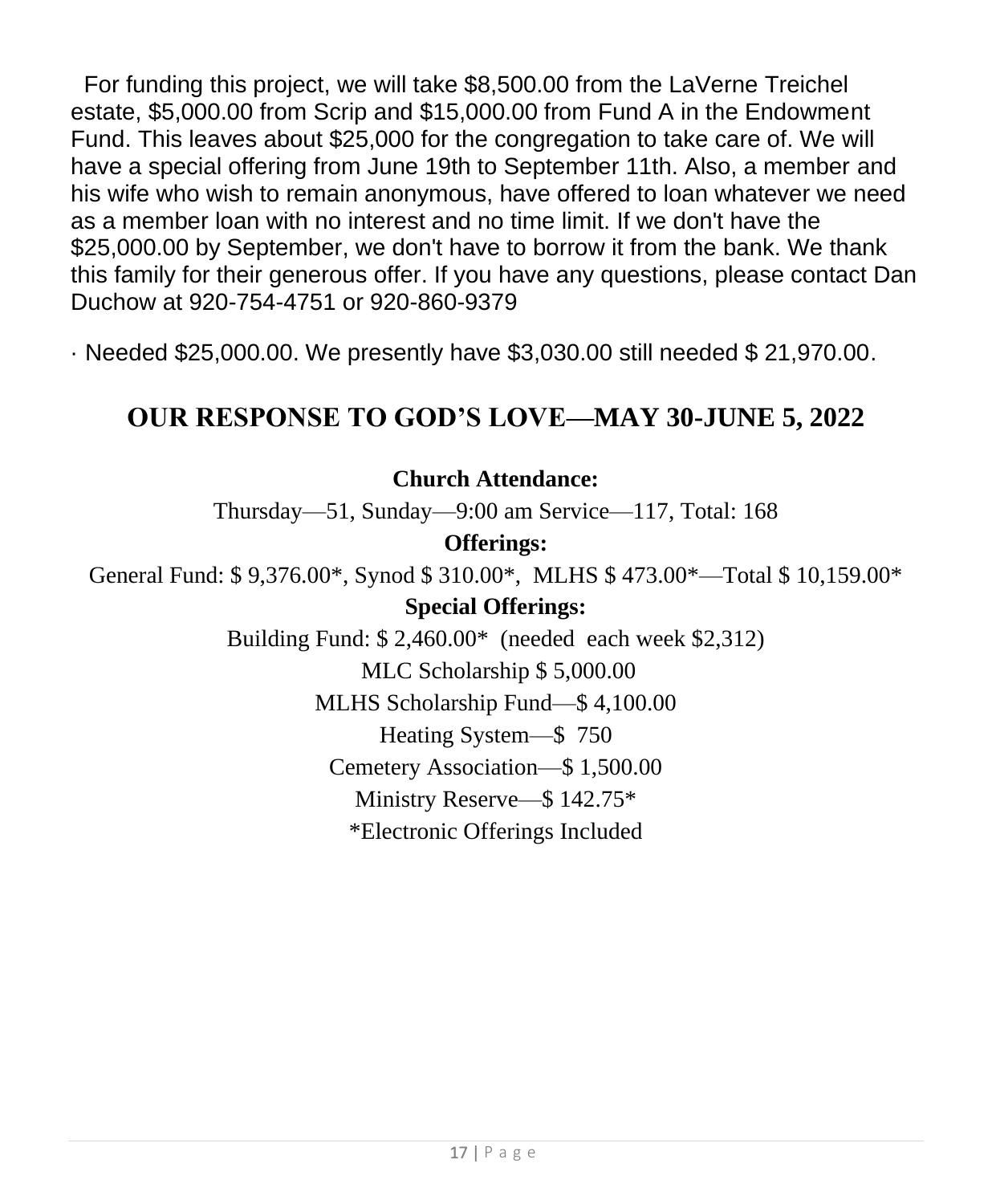For funding this project, we will take $8,500.00 from the LaVerne Treichel estate, $5,000.00 from Scrip and $15,000.00 from Fund A in the Endowment Fund. This leaves about $25,000 for the congregation to take care of. We will have a special offering from June 19th to September 11th. Also, a member and his wife who wish to remain anonymous, have offered to loan whatever we need as a member loan with no interest and no time limit. If we don't have the $25,000.00 by September, we don't have to borrow it from the bank. We thank this family for their generous offer. If you have any questions, please contact Dan Duchow at 920-754-4751 or 920-860-9379

· Needed $25,000.00. We presently have $3,030.00 still needed $ 21,970.00.

## OUR RESPONSE TO GOD'S LOVE—MAY 30-JUNE 5, 2022

**Church Attendance:**

Thursday—51, Sunday—9:00 am Service—117, Total: 168

**Offerings:**

General Fund: $ 9,376.00*, Synod $ 310.00*, MLHS $ 473.00*—Total $ 10,159.00*

**Special Offerings:**

Building Fund: $ 2,460.00* (needed each week $2,312)

MLC Scholarship $ 5,000.00

MLHS Scholarship Fund—$ 4,100.00

Heating System—$ 750

Cemetery Association—$ 1,500.00

Ministry Reserve—$ 142.75*

*Electronic Offerings Included